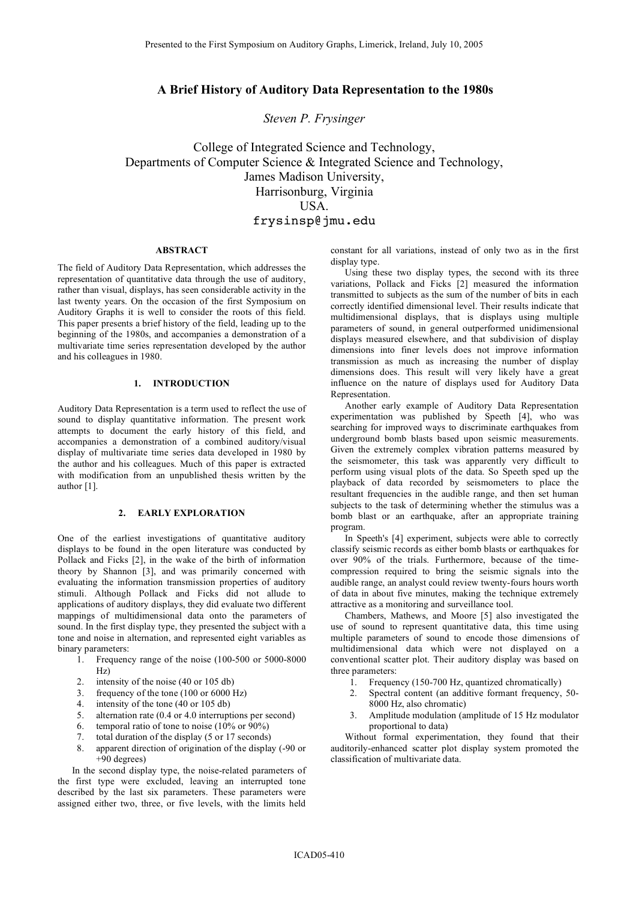# A Brief History of Auditory Data Representation to the 1980s

*Steven P. Frysinger*

College of Integrated Science and Technology,
Departments of Computer Science & Integrated Science and Technology,
James Madison University,
Harrisonburg, Virginia
USA.
frysinsp@jmu.edu

## ABSTRACT

The field of Auditory Data Representation, which addresses the representation of quantitative data through the use of auditory, rather than visual, displays, has seen considerable activity in the last twenty years. On the occasion of the first Symposium on Auditory Graphs it is well to consider the roots of this field. This paper presents a brief history of the field, leading up to the beginning of the 1980s, and accompanies a demonstration of a multivariate time series representation developed by the author and his colleagues in 1980.

## 1. INTRODUCTION

Auditory Data Representation is a term used to reflect the use of sound to display quantitative information. The present work attempts to document the early history of this field, and accompanies a demonstration of a combined auditory/visual display of multivariate time series data developed in 1980 by the author and his colleagues. Much of this paper is extracted with modification from an unpublished thesis written by the author [1].

## 2. EARLY EXPLORATION

One of the earliest investigations of quantitative auditory displays to be found in the open literature was conducted by Pollack and Ficks [2], in the wake of the birth of information theory by Shannon [3], and was primarily concerned with evaluating the information transmission properties of auditory stimuli. Although Pollack and Ficks did not allude to applications of auditory displays, they did evaluate two different mappings of multidimensional data onto the parameters of sound. In the first display type, they presented the subject with a tone and noise in alternation, and represented eight variables as binary parameters:

1. Frequency range of the noise (100-500 or 5000-8000 Hz)
2. intensity of the noise (40 or 105 db)
3. frequency of the tone (100 or 6000 Hz)
4. intensity of the tone (40 or 105 db)
5. alternation rate (0.4 or 4.0 interruptions per second)
6. temporal ratio of tone to noise (10% or 90%)
7. total duration of the display (5 or 17 seconds)
8. apparent direction of origination of the display (-90 or +90 degrees)

In the second display type, the noise-related parameters of the first type were excluded, leaving an interrupted tone described by the last six parameters. These parameters were assigned either two, three, or five levels, with the limits held constant for all variations, instead of only two as in the first display type.

Using these two display types, the second with its three variations, Pollack and Ficks [2] measured the information transmitted to subjects as the sum of the number of bits in each correctly identified dimensional level. Their results indicate that multidimensional displays, that is displays using multiple parameters of sound, in general outperformed unidimensional displays measured elsewhere, and that subdivision of display dimensions into finer levels does not improve information transmission as much as increasing the number of display dimensions does. This result will very likely have a great influence on the nature of displays used for Auditory Data Representation.

Another early example of Auditory Data Representation experimentation was published by Speeth [4], who was searching for improved ways to discriminate earthquakes from underground bomb blasts based upon seismic measurements. Given the extremely complex vibration patterns measured by the seismometer, this task was apparently very difficult to perform using visual plots of the data. So Speeth sped up the playback of data recorded by seismometers to place the resultant frequencies in the audible range, and then set human subjects to the task of determining whether the stimulus was a bomb blast or an earthquake, after an appropriate training program.

In Speeth's [4] experiment, subjects were able to correctly classify seismic records as either bomb blasts or earthquakes for over 90% of the trials. Furthermore, because of the time-compression required to bring the seismic signals into the audible range, an analyst could review twenty-fours hours worth of data in about five minutes, making the technique extremely attractive as a monitoring and surveillance tool.

Chambers, Mathews, and Moore [5] also investigated the use of sound to represent quantitative data, this time using multiple parameters of sound to encode those dimensions of multidimensional data which were not displayed on a conventional scatter plot. Their auditory display was based on three parameters:

1. Frequency (150-700 Hz, quantized chromatically)
2. Spectral content (an additive formant frequency, 50-8000 Hz, also chromatic)
3. Amplitude modulation (amplitude of 15 Hz modulator proportional to data)

Without formal experimentation, they found that their auditorily-enhanced scatter plot display system promoted the classification of multivariate data.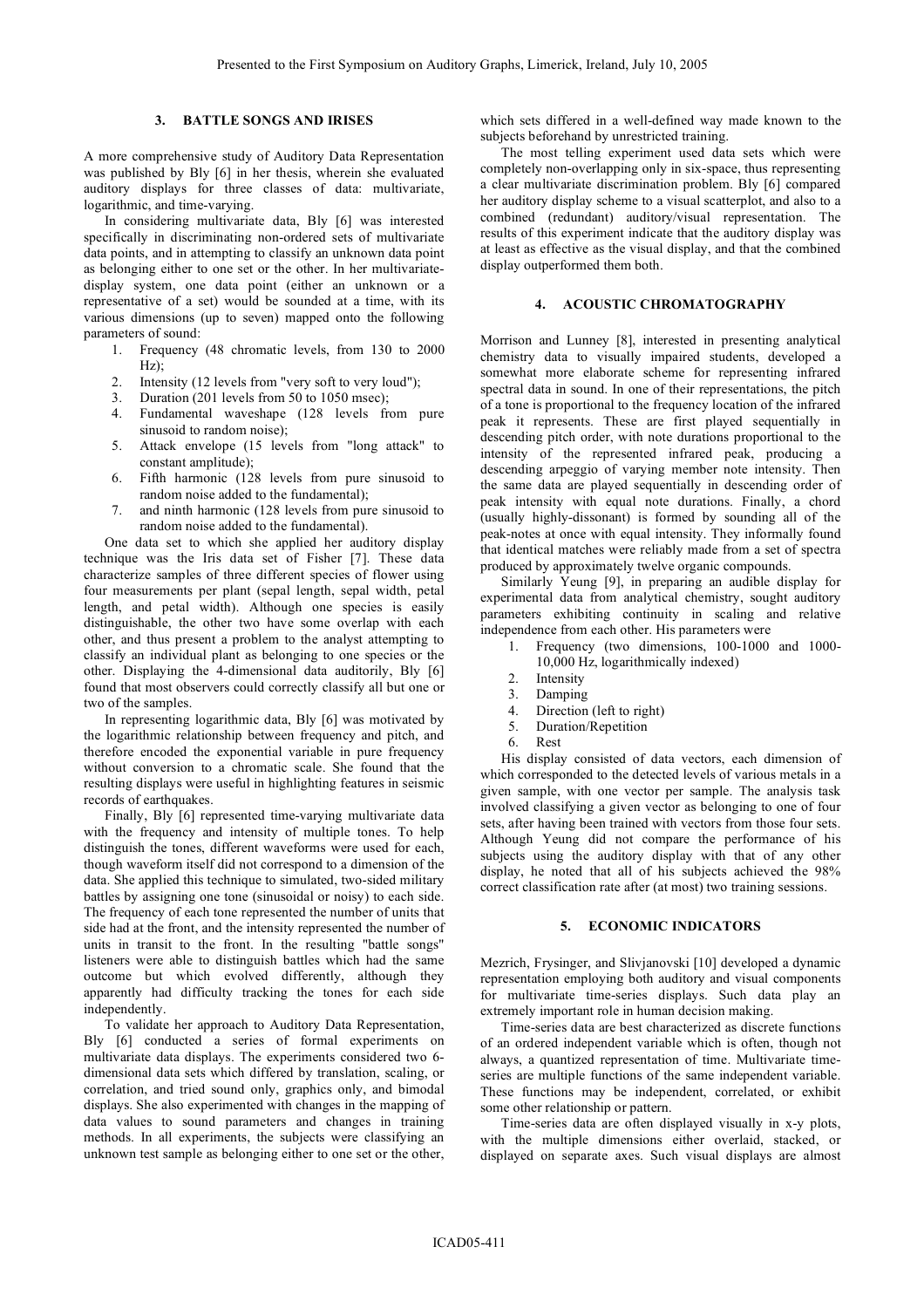## 3. BATTLE SONGS AND IRISES

A more comprehensive study of Auditory Data Representation was published by Bly [6] in her thesis, wherein she evaluated auditory displays for three classes of data: multivariate, logarithmic, and time-varying.

In considering multivariate data, Bly [6] was interested specifically in discriminating non-ordered sets of multivariate data points, and in attempting to classify an unknown data point as belonging either to one set or the other. In her multivariate-display system, one data point (either an unknown or a representative of a set) would be sounded at a time, with its various dimensions (up to seven) mapped onto the following parameters of sound:

1. Frequency (48 chromatic levels, from 130 to 2000 Hz);
2. Intensity (12 levels from "very soft to very loud");
3. Duration (201 levels from 50 to 1050 msec);
4. Fundamental waveshape (128 levels from pure sinusoid to random noise);
5. Attack envelope (15 levels from "long attack" to constant amplitude);
6. Fifth harmonic (128 levels from pure sinusoid to random noise added to the fundamental);
7. and ninth harmonic (128 levels from pure sinusoid to random noise added to the fundamental).

One data set to which she applied her auditory display technique was the Iris data set of Fisher [7]. These data characterize samples of three different species of flower using four measurements per plant (sepal length, sepal width, petal length, and petal width). Although one species is easily distinguishable, the other two have some overlap with each other, and thus present a problem to the analyst attempting to classify an individual plant as belonging to one species or the other. Displaying the 4-dimensional data auditorily, Bly [6] found that most observers could correctly classify all but one or two of the samples.

In representing logarithmic data, Bly [6] was motivated by the logarithmic relationship between frequency and pitch, and therefore encoded the exponential variable in pure frequency without conversion to a chromatic scale. She found that the resulting displays were useful in highlighting features in seismic records of earthquakes.

Finally, Bly [6] represented time-varying multivariate data with the frequency and intensity of multiple tones. To help distinguish the tones, different waveforms were used for each, though waveform itself did not correspond to a dimension of the data. She applied this technique to simulated, two-sided military battles by assigning one tone (sinusoidal or noisy) to each side. The frequency of each tone represented the number of units that side had at the front, and the intensity represented the number of units in transit to the front. In the resulting "battle songs" listeners were able to distinguish battles which had the same outcome but which evolved differently, although they apparently had difficulty tracking the tones for each side independently.

To validate her approach to Auditory Data Representation, Bly [6] conducted a series of formal experiments on multivariate data displays. The experiments considered two 6-dimensional data sets which differed by translation, scaling, or correlation, and tried sound only, graphics only, and bimodal displays. She also experimented with changes in the mapping of data values to sound parameters and changes in training methods. In all experiments, the subjects were classifying an unknown test sample as belonging either to one set or the other, which sets differed in a well-defined way made known to the subjects beforehand by unrestricted training.

The most telling experiment used data sets which were completely non-overlapping only in six-space, thus representing a clear multivariate discrimination problem. Bly [6] compared her auditory display scheme to a visual scatterplot, and also to a combined (redundant) auditory/visual representation. The results of this experiment indicate that the auditory display was at least as effective as the visual display, and that the combined display outperformed them both.

## 4. ACOUSTIC CHROMATOGRAPHY

Morrison and Lunney [8], interested in presenting analytical chemistry data to visually impaired students, developed a somewhat more elaborate scheme for representing infrared spectral data in sound. In one of their representations, the pitch of a tone is proportional to the frequency location of the infrared peak it represents. These are first played sequentially in descending pitch order, with note durations proportional to the intensity of the represented infrared peak, producing a descending arpeggio of varying member note intensity. Then the same data are played sequentially in descending order of peak intensity with equal note durations. Finally, a chord (usually highly-dissonant) is formed by sounding all of the peak-notes at once with equal intensity. They informally found that identical matches were reliably made from a set of spectra produced by approximately twelve organic compounds.

Similarly Yeung [9], in preparing an audible display for experimental data from analytical chemistry, sought auditory parameters exhibiting continuity in scaling and relative independence from each other. His parameters were

1. Frequency (two dimensions, 100-1000 and 1000-10,000 Hz, logarithmically indexed)
2. Intensity
3. Damping
4. Direction (left to right)
5. Duration/Repetition
6. Rest

His display consisted of data vectors, each dimension of which corresponded to the detected levels of various metals in a given sample, with one vector per sample. The analysis task involved classifying a given vector as belonging to one of four sets, after having been trained with vectors from those four sets. Although Yeung did not compare the performance of his subjects using the auditory display with that of any other display, he noted that all of his subjects achieved the 98% correct classification rate after (at most) two training sessions.

## 5. ECONOMIC INDICATORS

Mezrich, Frysinger, and Slivjanovski [10] developed a dynamic representation employing both auditory and visual components for multivariate time-series displays. Such data play an extremely important role in human decision making.

Time-series data are best characterized as discrete functions of an ordered independent variable which is often, though not always, a quantized representation of time. Multivariate time-series are multiple functions of the same independent variable. These functions may be independent, correlated, or exhibit some other relationship or pattern.

Time-series data are often displayed visually in x-y plots, with the multiple dimensions either overlaid, stacked, or displayed on separate axes. Such visual displays are almost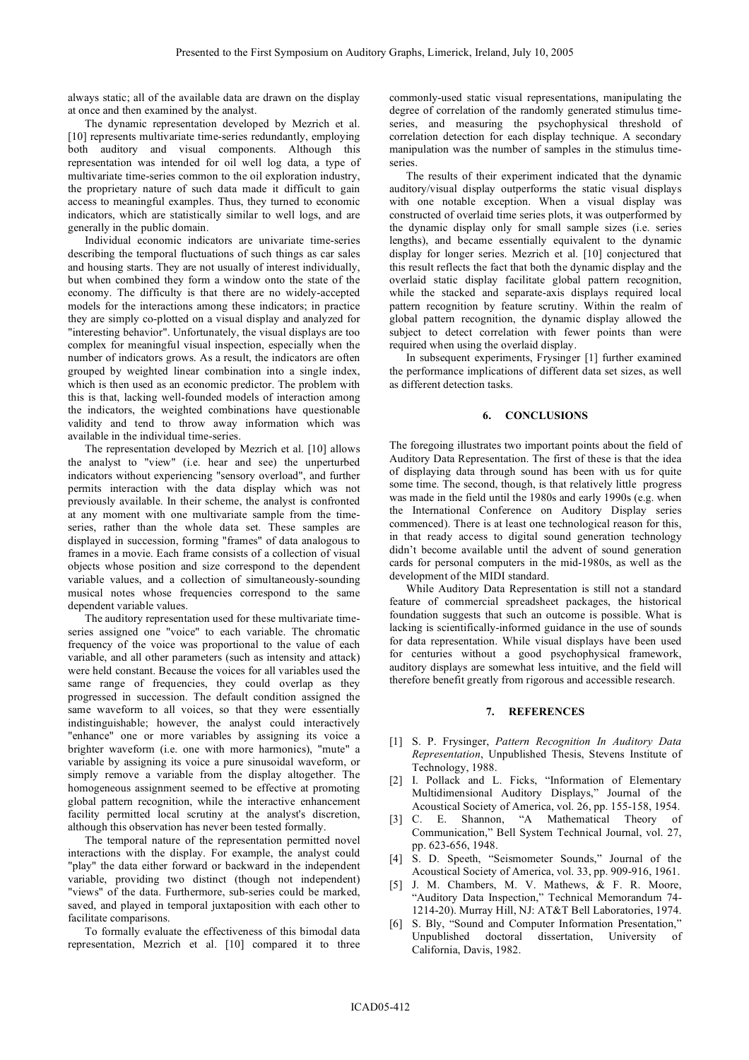always static; all of the available data are drawn on the display at once and then examined by the analyst.

The dynamic representation developed by Mezrich et al. [10] represents multivariate time-series redundantly, employing both auditory and visual components. Although this representation was intended for oil well log data, a type of multivariate time-series common to the oil exploration industry, the proprietary nature of such data made it difficult to gain access to meaningful examples. Thus, they turned to economic indicators, which are statistically similar to well logs, and are generally in the public domain.

Individual economic indicators are univariate time-series describing the temporal fluctuations of such things as car sales and housing starts. They are not usually of interest individually, but when combined they form a window onto the state of the economy. The difficulty is that there are no widely-accepted models for the interactions among these indicators; in practice they are simply co-plotted on a visual display and analyzed for "interesting behavior". Unfortunately, the visual displays are too complex for meaningful visual inspection, especially when the number of indicators grows. As a result, the indicators are often grouped by weighted linear combination into a single index, which is then used as an economic predictor. The problem with this is that, lacking well-founded models of interaction among the indicators, the weighted combinations have questionable validity and tend to throw away information which was available in the individual time-series.

The representation developed by Mezrich et al. [10] allows the analyst to "view" (i.e. hear and see) the unperturbed indicators without experiencing "sensory overload", and further permits interaction with the data display which was not previously available. In their scheme, the analyst is confronted at any moment with one multivariate sample from the time-series, rather than the whole data set. These samples are displayed in succession, forming "frames" of data analogous to frames in a movie. Each frame consists of a collection of visual objects whose position and size correspond to the dependent variable values, and a collection of simultaneously-sounding musical notes whose frequencies correspond to the same dependent variable values.

The auditory representation used for these multivariate time-series assigned one "voice" to each variable. The chromatic frequency of the voice was proportional to the value of each variable, and all other parameters (such as intensity and attack) were held constant. Because the voices for all variables used the same range of frequencies, they could overlap as they progressed in succession. The default condition assigned the same waveform to all voices, so that they were essentially indistinguishable; however, the analyst could interactively "enhance" one or more variables by assigning its voice a brighter waveform (i.e. one with more harmonics), "mute" a variable by assigning its voice a pure sinusoidal waveform, or simply remove a variable from the display altogether. The homogeneous assignment seemed to be effective at promoting global pattern recognition, while the interactive enhancement facility permitted local scrutiny at the analyst's discretion, although this observation has never been tested formally.

The temporal nature of the representation permitted novel interactions with the display. For example, the analyst could "play" the data either forward or backward in the independent variable, providing two distinct (though not independent) "views" of the data. Furthermore, sub-series could be marked, saved, and played in temporal juxtaposition with each other to facilitate comparisons.

To formally evaluate the effectiveness of this bimodal data representation, Mezrich et al. [10] compared it to three commonly-used static visual representations, manipulating the degree of correlation of the randomly generated stimulus time-series, and measuring the psychophysical threshold of correlation detection for each display technique. A secondary manipulation was the number of samples in the stimulus time-series.

The results of their experiment indicated that the dynamic auditory/visual display outperforms the static visual displays with one notable exception. When a visual display was constructed of overlaid time series plots, it was outperformed by the dynamic display only for small sample sizes (i.e. series lengths), and became essentially equivalent to the dynamic display for longer series. Mezrich et al. [10] conjectured that this result reflects the fact that both the dynamic display and the overlaid static display facilitate global pattern recognition, while the stacked and separate-axis displays required local pattern recognition by feature scrutiny. Within the realm of global pattern recognition, the dynamic display allowed the subject to detect correlation with fewer points than were required when using the overlaid display.

In subsequent experiments, Frysinger [1] further examined the performance implications of different data set sizes, as well as different detection tasks.

## 6. CONCLUSIONS

The foregoing illustrates two important points about the field of Auditory Data Representation. The first of these is that the idea of displaying data through sound has been with us for quite some time. The second, though, is that relatively little progress was made in the field until the 1980s and early 1990s (e.g. when the International Conference on Auditory Display series commenced). There is at least one technological reason for this, in that ready access to digital sound generation technology didn't become available until the advent of sound generation cards for personal computers in the mid-1980s, as well as the development of the MIDI standard.

While Auditory Data Representation is still not a standard feature of commercial spreadsheet packages, the historical foundation suggests that such an outcome is possible. What is lacking is scientifically-informed guidance in the use of sounds for data representation. While visual displays have been used for centuries without a good psychophysical framework, auditory displays are somewhat less intuitive, and the field will therefore benefit greatly from rigorous and accessible research.

## 7. REFERENCES

[1] S. P. Frysinger, *Pattern Recognition In Auditory Data Representation*, Unpublished Thesis, Stevens Institute of Technology, 1988.

[2] I. Pollack and L. Ficks, "Information of Elementary Multidimensional Auditory Displays," Journal of the Acoustical Society of America, vol. 26, pp. 155-158, 1954.

[3] C. E. Shannon, "A Mathematical Theory of Communication," Bell System Technical Journal, vol. 27, pp. 623-656, 1948.

[4] S. D. Speeth, "Seismometer Sounds," Journal of the Acoustical Society of America, vol. 33, pp. 909-916, 1961.

[5] J. M. Chambers, M. V. Mathews, & F. R. Moore, "Auditory Data Inspection," Technical Memorandum 74-1214-20). Murray Hill, NJ: AT&T Bell Laboratories, 1974.

[6] S. Bly, "Sound and Computer Information Presentation," Unpublished doctoral dissertation, University of California, Davis, 1982.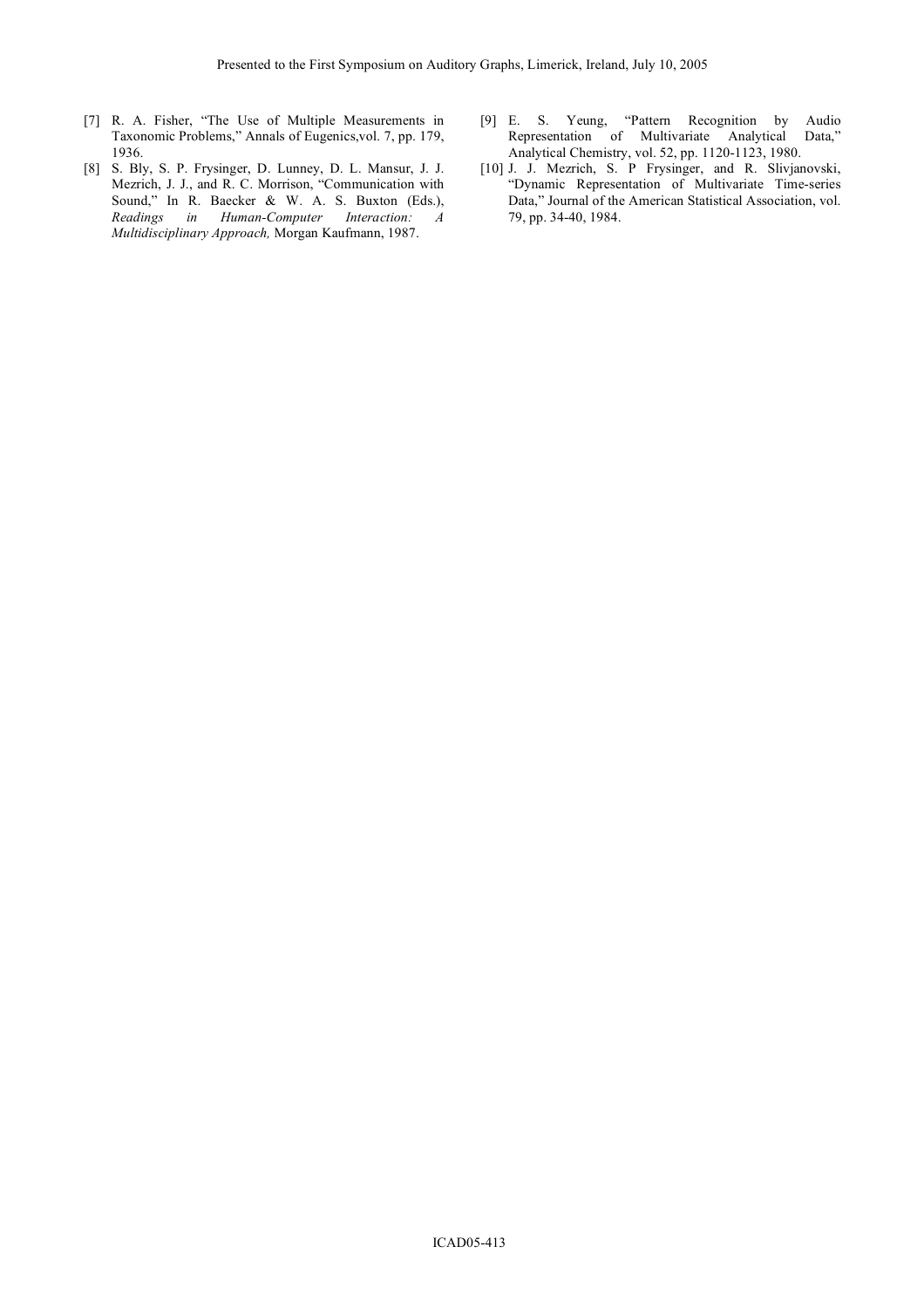[7] R. A. Fisher, "The Use of Multiple Measurements in Taxonomic Problems," Annals of Eugenics,vol. 7, pp. 179, 1936.

[8] S. Bly, S. P. Frysinger, D. Lunney, D. L. Mansur, J. J. Mezrich, J. J., and R. C. Morrison, "Communication with Sound," In R. Baecker & W. A. S. Buxton (Eds.), *Readings in Human-Computer Interaction: A Multidisciplinary Approach,* Morgan Kaufmann, 1987.

[9] E. S. Yeung, "Pattern Recognition by Audio Representation of Multivariate Analytical Data," Analytical Chemistry, vol. 52, pp. 1120-1123, 1980.

[10] J. J. Mezrich, S. P Frysinger, and R. Slivjanovski, "Dynamic Representation of Multivariate Time-series Data," Journal of the American Statistical Association, vol. 79, pp. 34-40, 1984.